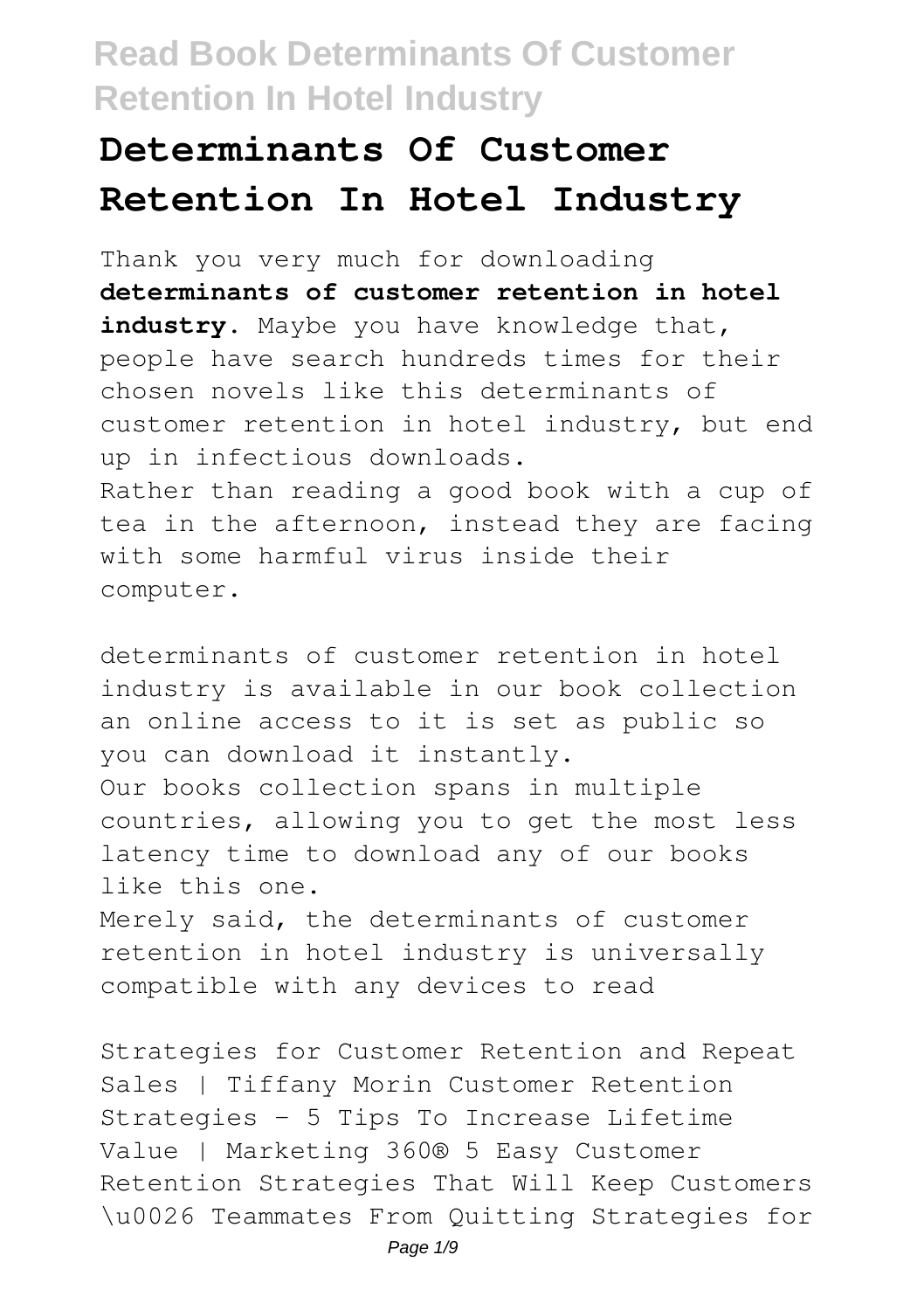# Determinants Of Customer Retention In Hotel Industry

Thank you very much for downloading **determinants of customer retention in hotel industry**. Maybe you have knowledge that, people have search hundreds times for their chosen novels like this determinants of customer retention in hotel industry, but end up in infectious downloads.

Rather than reading a good book with a cup of tea in the afternoon, instead they are facing with some harmful virus inside their computer.

determinants of customer retention in hotel industry is available in our book collection an online access to it is set as public so you can download it instantly.

Our books collection spans in multiple countries, allowing you to get the most less latency time to download any of our books like this one.

Merely said, the determinants of customer retention in hotel industry is universally compatible with any devices to read

Strategies for Customer Retention and Repeat Sales | Tiffany Morin Customer Retention Strategies - 5 Tips To Increase Lifetime Value | Marketing 360® 5 Easy Customer Retention Strategies That Will Keep Customers \u0026 Teammates From Quitting Strategies for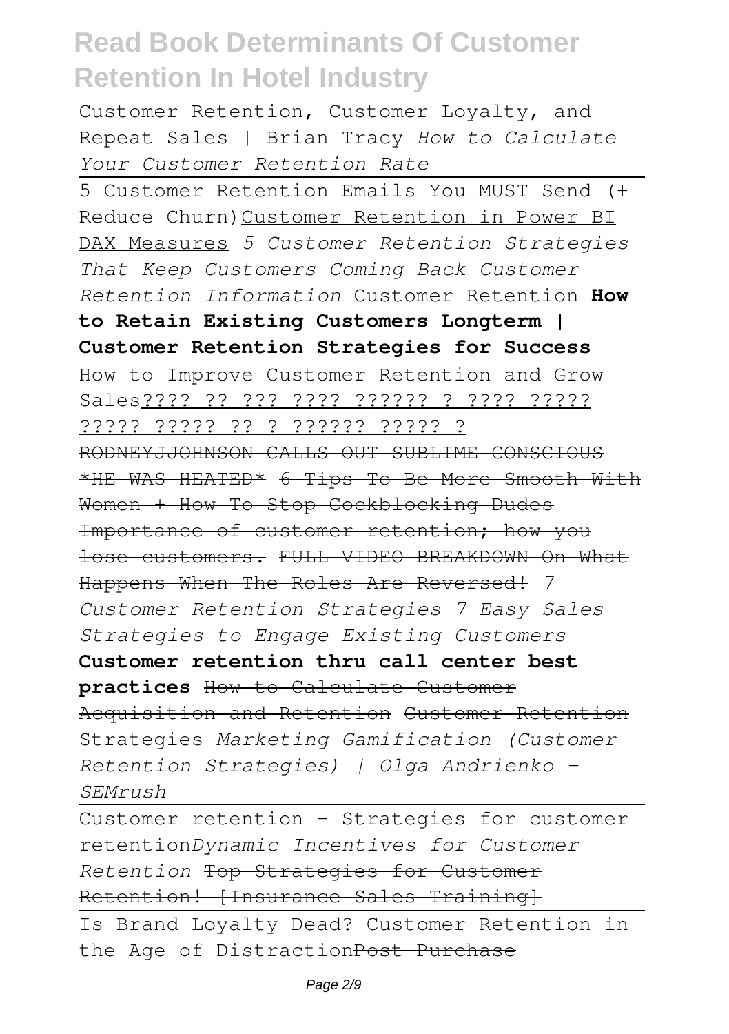Customer Retention, Customer Loyalty, and Repeat Sales | Brian Tracy *How to Calculate Your Customer Retention Rate*

5 Customer Retention Emails You MUST Send (+ Reduce Churn)Customer Retention in Power BI DAX Measures *5 Customer Retention Strategies That Keep Customers Coming Back Customer Retention Information* Customer Retention **How to Retain Existing Customers Longterm | Customer Retention Strategies for Success**

How to Improve Customer Retention and Grow Sales???? ?? ??? ???? ?????? ? ???? ????? ????? ????? ?? ? ?????? ????? ?

~~RODNEYJJOHNSON CALLS OUT SUBLIME CONSCIOUS *HE WAS HEATED*~~ ~~6 Tips To Be More Smooth With Women + How To Stop Cockblocking Dudes~~ ~~Importance of customer retention; how you lose customers.~~ ~~FULL VIDEO BREAKDOWN On What Happens When The Roles Are Reversed!~~ *7 Customer Retention Strategies 7 Easy Sales Strategies to Engage Existing Customers*

**Customer retention thru call center best practices** ~~How to Calculate Customer Acquisition and Retention~~ ~~Customer Retention Strategies~~ *Marketing Gamification (Customer Retention Strategies) | Olga Andrienko - SEMrush*

Customer retention - Strategies for customer retention*Dynamic Incentives for Customer Retention* ~~Top Strategies for Customer Retention! [Insurance Sales Training]~~

Is Brand Loyalty Dead? Customer Retention in the Age of Distraction~~Post Purchase~~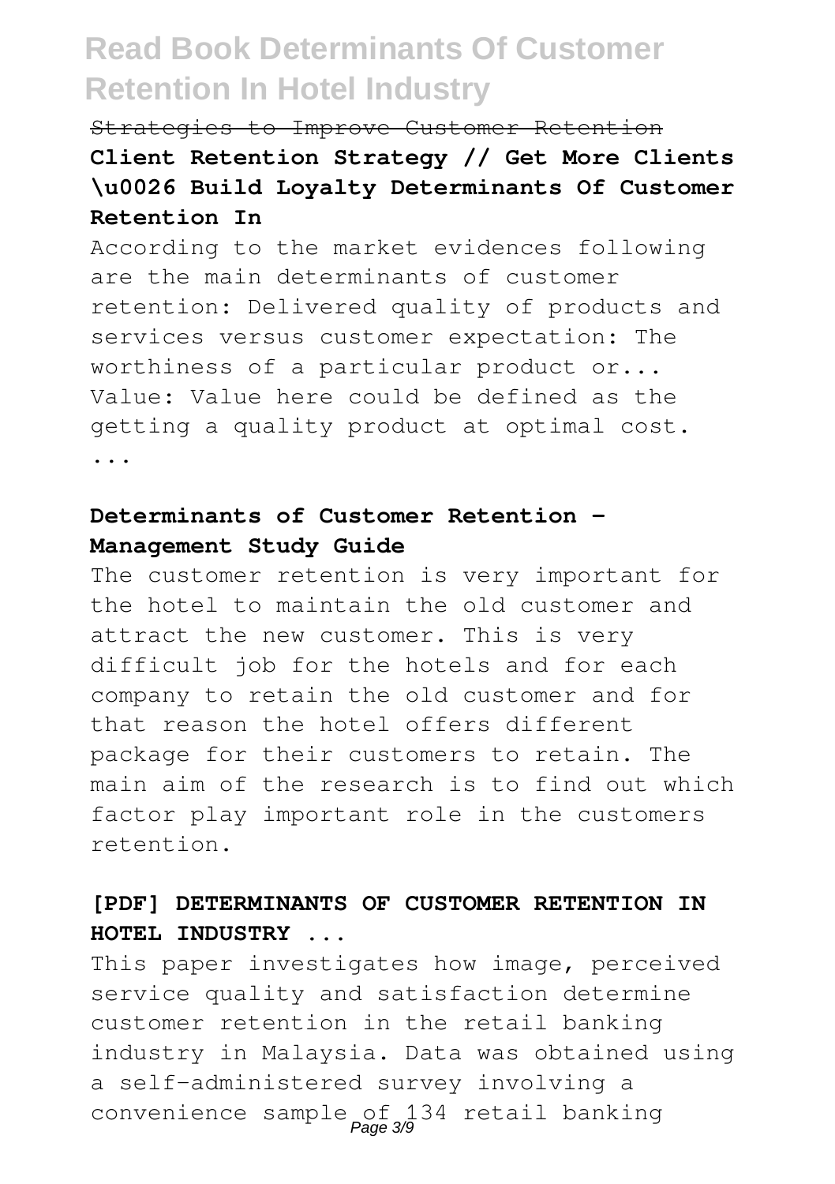~~Strategies to Improve Customer Retention~~

**Client Retention Strategy // Get More Clients \u0026 Build Loyalty Determinants Of Customer Retention In**

According to the market evidences following are the main determinants of customer retention: Delivered quality of products and services versus customer expectation: The worthiness of a particular product or... Value: Value here could be defined as the getting a quality product at optimal cost. ...

**Determinants of Customer Retention - Management Study Guide**

The customer retention is very important for the hotel to maintain the old customer and attract the new customer. This is very difficult job for the hotels and for each company to retain the old customer and for that reason the hotel offers different package for their customers to retain. The main aim of the research is to find out which factor play important role in the customers retention.

**[PDF] DETERMINANTS OF CUSTOMER RETENTION IN HOTEL INDUSTRY ...**

This paper investigates how image, perceived service quality and satisfaction determine customer retention in the retail banking industry in Malaysia. Data was obtained using a self-administered survey involving a convenience sample of 134 retail banking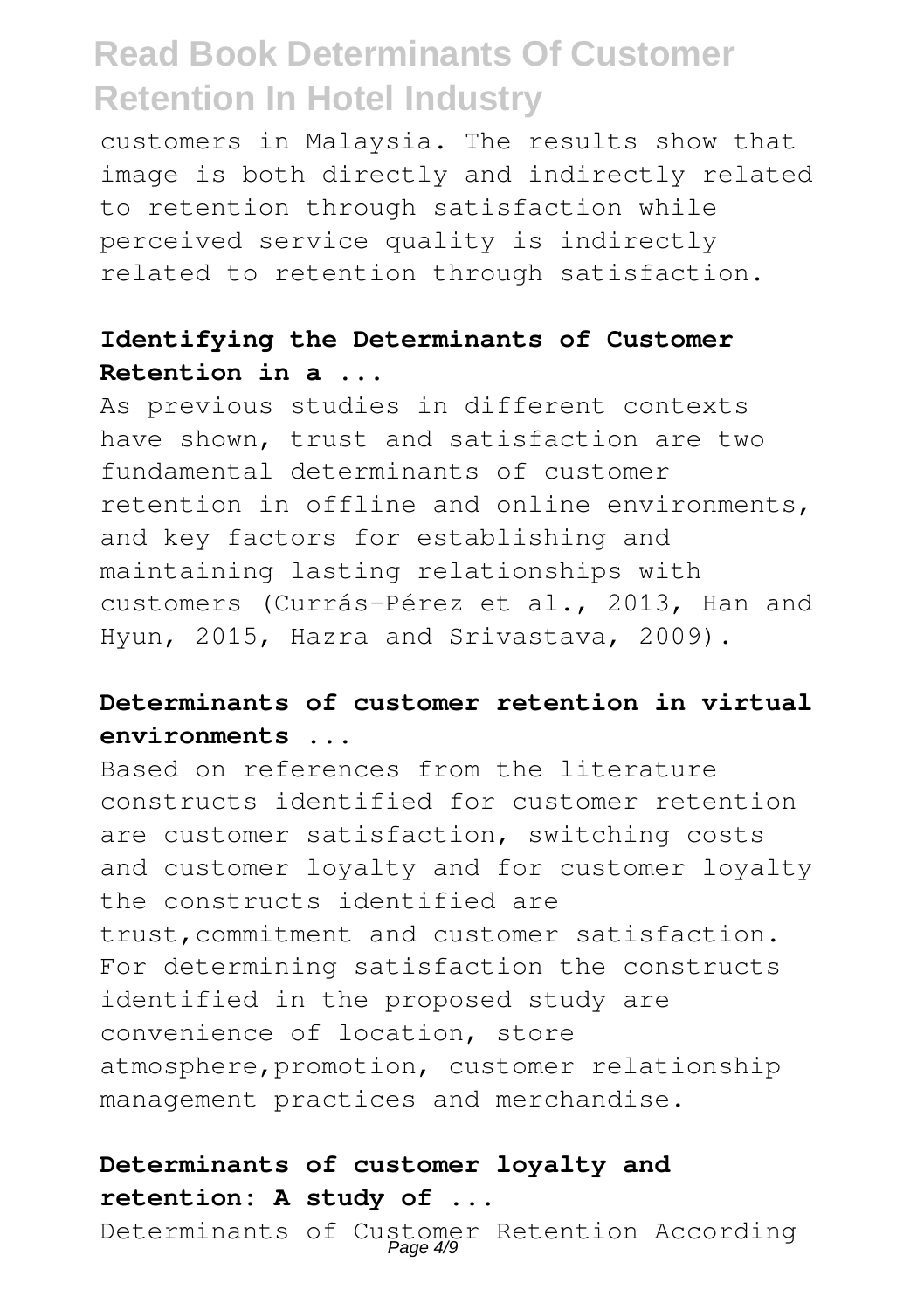customers in Malaysia. The results show that image is both directly and indirectly related to retention through satisfaction while perceived service quality is indirectly related to retention through satisfaction.

### Identifying the Determinants of Customer Retention in a ...

As previous studies in different contexts have shown, trust and satisfaction are two fundamental determinants of customer retention in offline and online environments, and key factors for establishing and maintaining lasting relationships with customers (Currás-Pérez et al., 2013, Han and Hyun, 2015, Hazra and Srivastava, 2009).

### Determinants of customer retention in virtual environments ...

Based on references from the literature constructs identified for customer retention are customer satisfaction, switching costs and customer loyalty and for customer loyalty the constructs identified are trust,commitment and customer satisfaction. For determining satisfaction the constructs identified in the proposed study are convenience of location, store atmosphere,promotion, customer relationship management practices and merchandise.

### Determinants of customer loyalty and retention: A study of ...

Determinants of Customer Retention According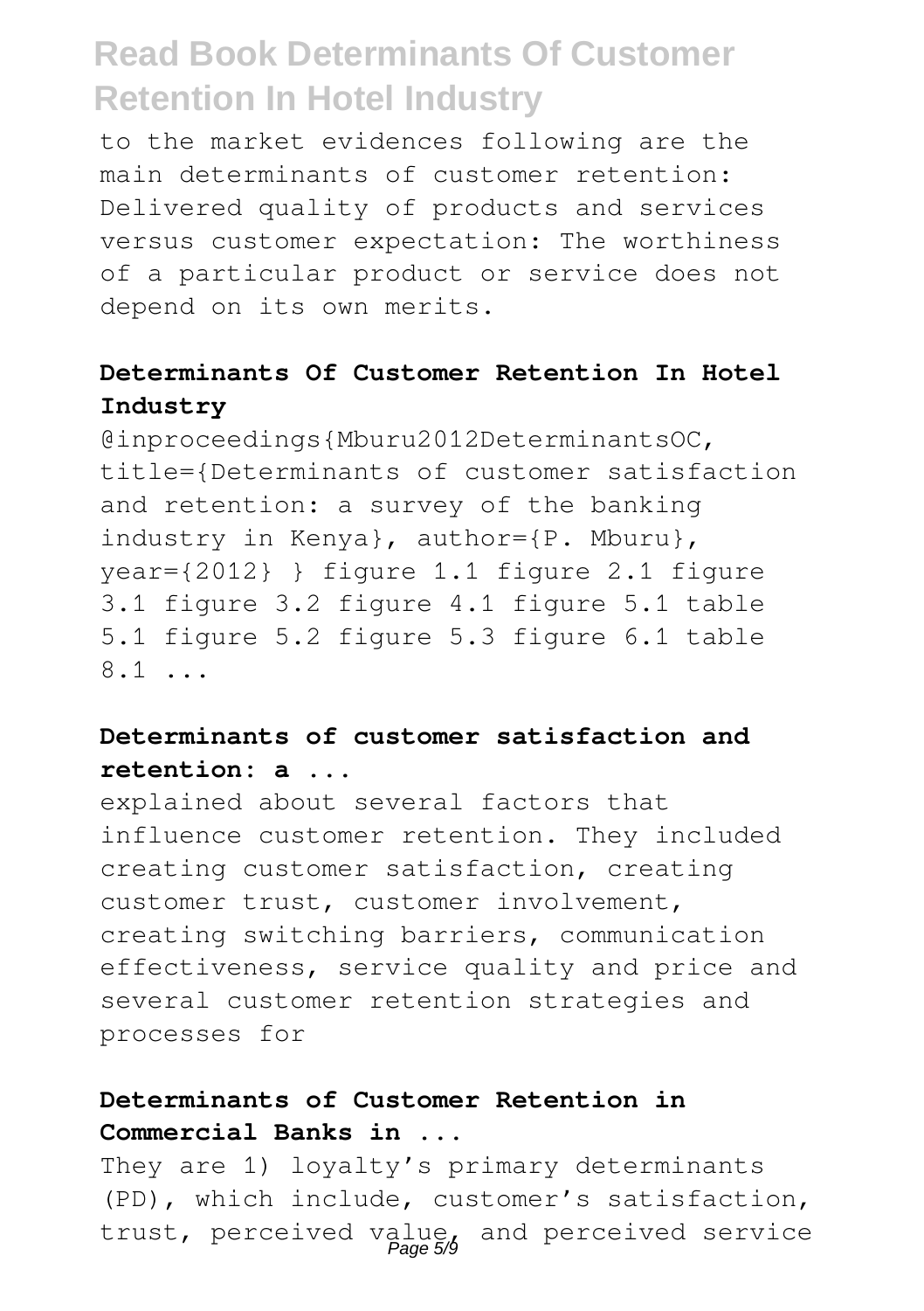to the market evidences following are the main determinants of customer retention: Delivered quality of products and services versus customer expectation: The worthiness of a particular product or service does not depend on its own merits.

### Determinants Of Customer Retention In Hotel Industry

@inproceedings{Mburu2012DeterminantsOC, title={Determinants of customer satisfaction and retention: a survey of the banking industry in Kenya}, author={P. Mburu}, year={2012} } figure 1.1 figure 2.1 figure 3.1 figure 3.2 figure 4.1 figure 5.1 table 5.1 figure 5.2 figure 5.3 figure 6.1 table 8.1 ...

### Determinants of customer satisfaction and retention: a ...

explained about several factors that influence customer retention. They included creating customer satisfaction, creating customer trust, customer involvement, creating switching barriers, communication effectiveness, service quality and price and several customer retention strategies and processes for

### Determinants of Customer Retention in Commercial Banks in ...

They are 1) loyalty's primary determinants (PD), which include, customer's satisfaction, trust, perceived value, and perceived service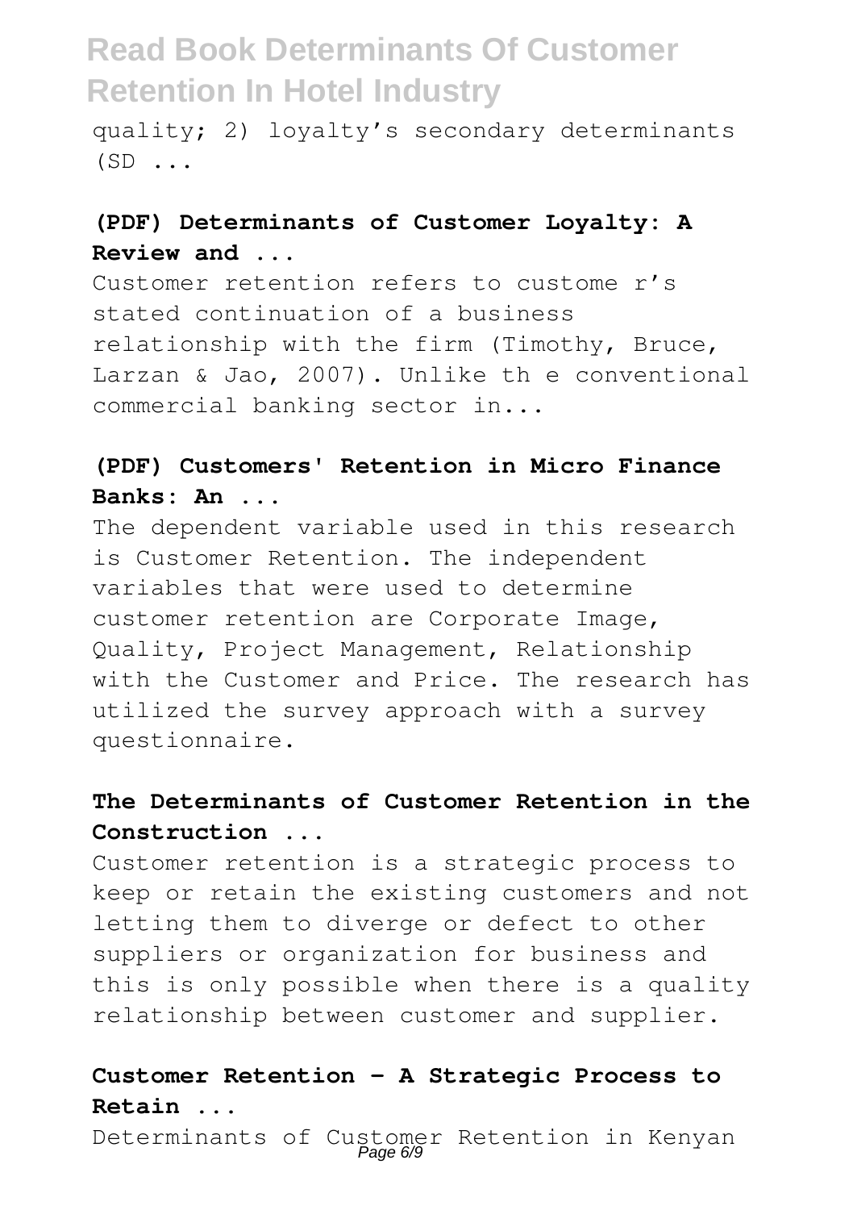quality; 2) loyalty's secondary determinants (SD ...

### (PDF) Determinants of Customer Loyalty: A Review and ...

Customer retention refers to custome r's stated continuation of a business relationship with the firm (Timothy, Bruce, Larzan & Jao, 2007). Unlike th e conventional commercial banking sector in...

### (PDF) Customers' Retention in Micro Finance Banks: An ...

The dependent variable used in this research is Customer Retention. The independent variables that were used to determine customer retention are Corporate Image, Quality, Project Management, Relationship with the Customer and Price. The research has utilized the survey approach with a survey questionnaire.

### The Determinants of Customer Retention in the Construction ...

Customer retention is a strategic process to keep or retain the existing customers and not letting them to diverge or defect to other suppliers or organization for business and this is only possible when there is a quality relationship between customer and supplier.

### Customer Retention - A Strategic Process to Retain ...

Determinants of Customer Retention in Kenyan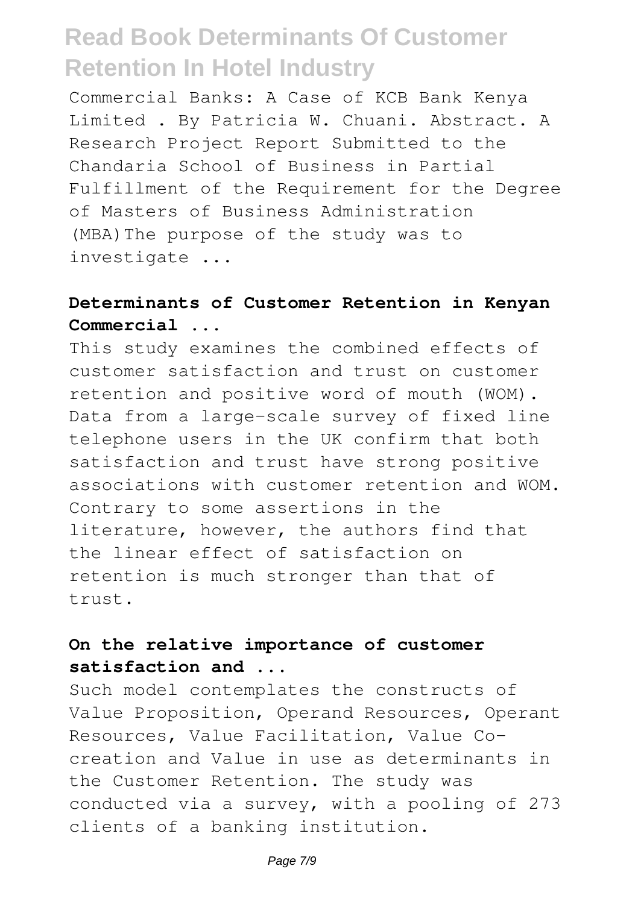Commercial Banks: A Case of KCB Bank Kenya Limited . By Patricia W. Chuani. Abstract. A Research Project Report Submitted to the Chandaria School of Business in Partial Fulfillment of the Requirement for the Degree of Masters of Business Administration (MBA)The purpose of the study was to investigate ...

**Determinants of Customer Retention in Kenyan Commercial ...**

This study examines the combined effects of customer satisfaction and trust on customer retention and positive word of mouth (WOM). Data from a large-scale survey of fixed line telephone users in the UK confirm that both satisfaction and trust have strong positive associations with customer retention and WOM. Contrary to some assertions in the literature, however, the authors find that the linear effect of satisfaction on retention is much stronger than that of trust.

**On the relative importance of customer satisfaction and ...**

Such model contemplates the constructs of Value Proposition, Operand Resources, Operant Resources, Value Facilitation, Value Co-creation and Value in use as determinants in the Customer Retention. The study was conducted via a survey, with a pooling of 273 clients of a banking institution.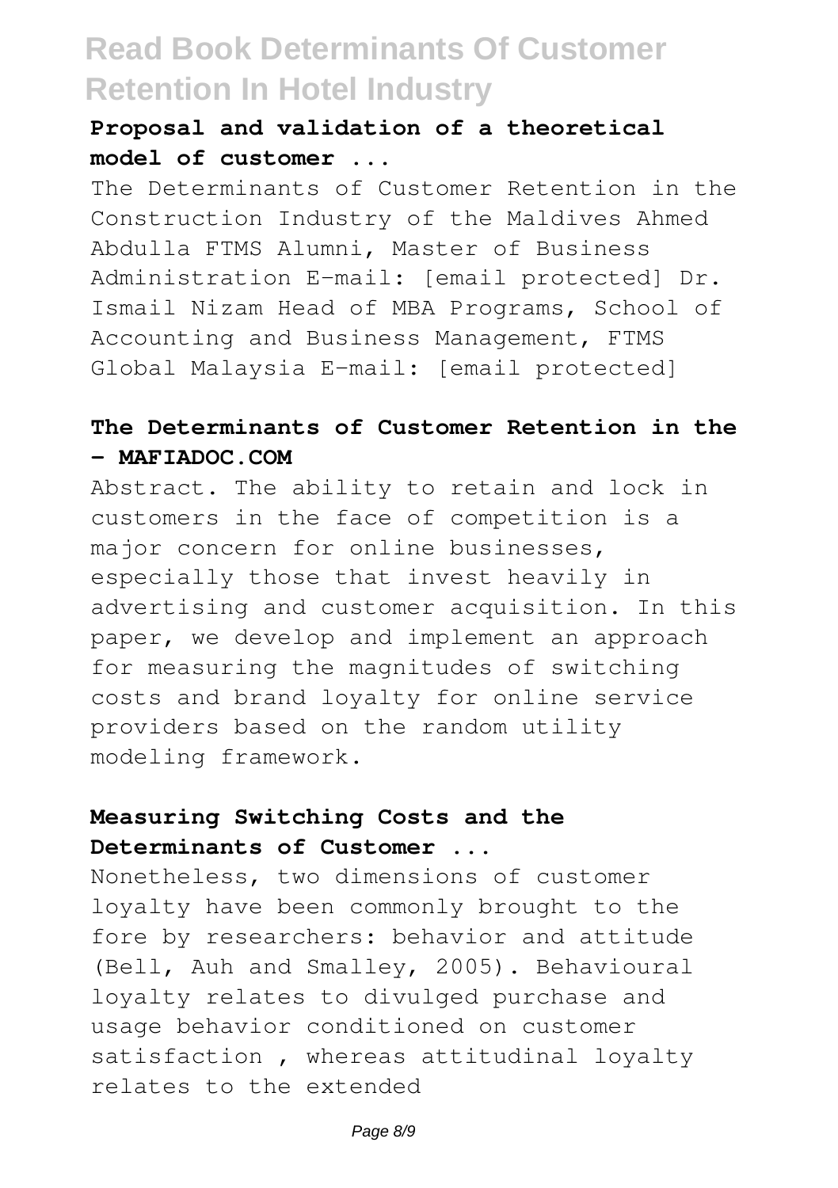### Proposal and validation of a theoretical model of customer ...

The Determinants of Customer Retention in the Construction Industry of the Maldives Ahmed Abdulla FTMS Alumni, Master of Business Administration E-mail: [email protected] Dr. Ismail Nizam Head of MBA Programs, School of Accounting and Business Management, FTMS Global Malaysia E-mail: [email protected]

### The Determinants of Customer Retention in the - MAFIADOC.COM

Abstract. The ability to retain and lock in customers in the face of competition is a major concern for online businesses, especially those that invest heavily in advertising and customer acquisition. In this paper, we develop and implement an approach for measuring the magnitudes of switching costs and brand loyalty for online service providers based on the random utility modeling framework.

### Measuring Switching Costs and the Determinants of Customer ...

Nonetheless, two dimensions of customer loyalty have been commonly brought to the fore by researchers: behavior and attitude (Bell, Auh and Smalley, 2005). Behavioural loyalty relates to divulged purchase and usage behavior conditioned on customer satisfaction , whereas attitudinal loyalty relates to the extended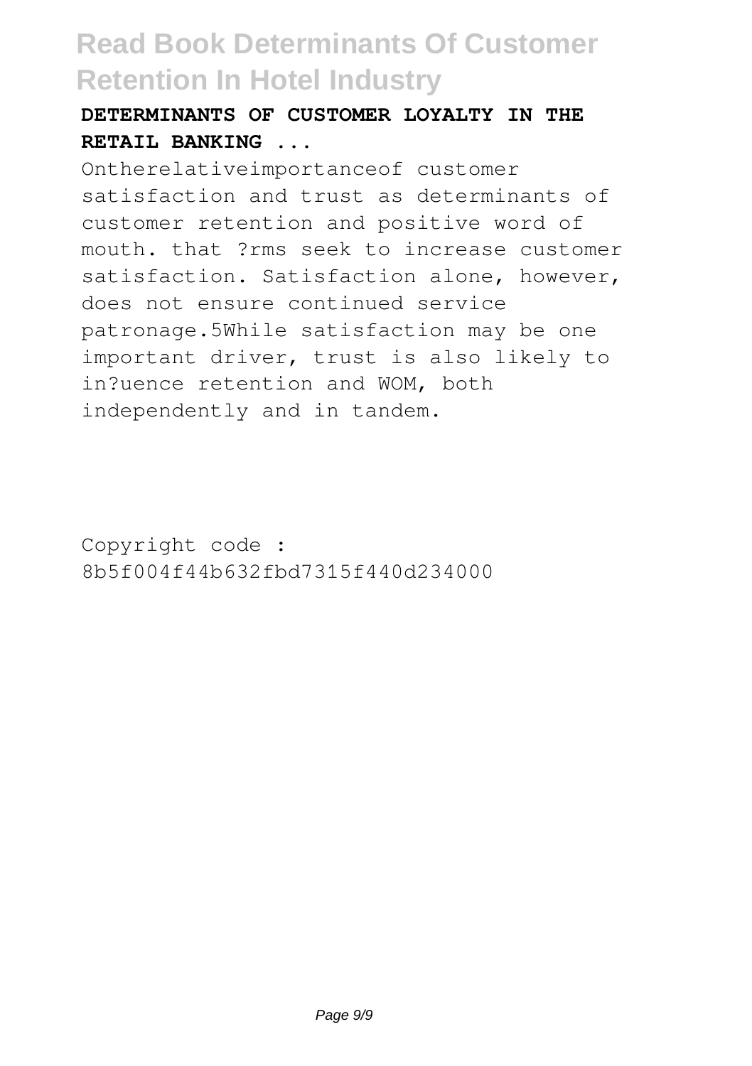**DETERMINANTS OF CUSTOMER LOYALTY IN THE RETAIL BANKING ...**

Ontherelativeimportanceof customer satisfaction and trust as determinants of customer retention and positive word of mouth. that ?rms seek to increase customer satisfaction. Satisfaction alone, however, does not ensure continued service patronage.5While satisfaction may be one important driver, trust is also likely to in?uence retention and WOM, both independently and in tandem.

Copyright code : 8b5f004f44b632fbd7315f440d234000